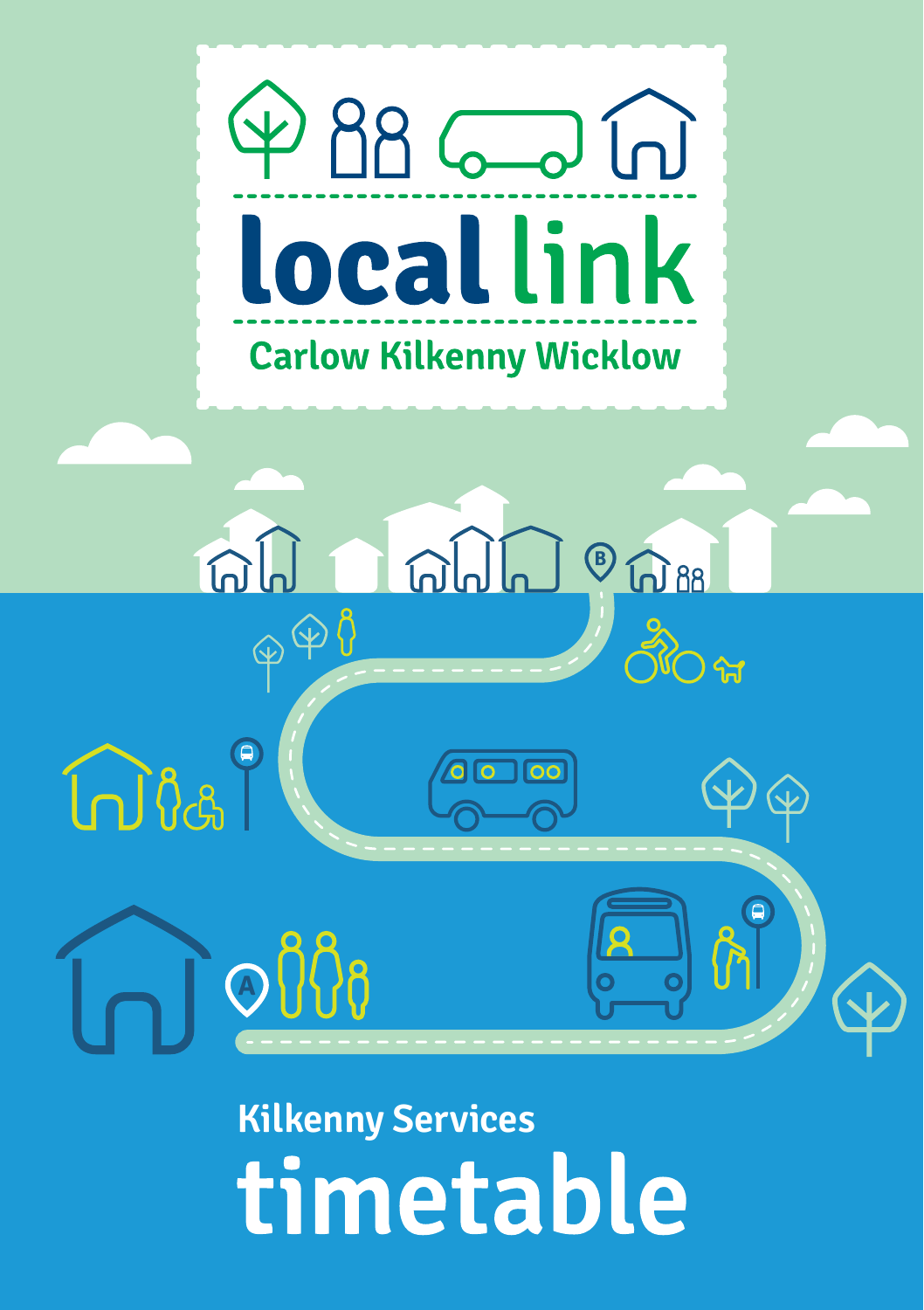# local link

Carlow Kilkenny Wicklow

## Kilkenny Services

# timetable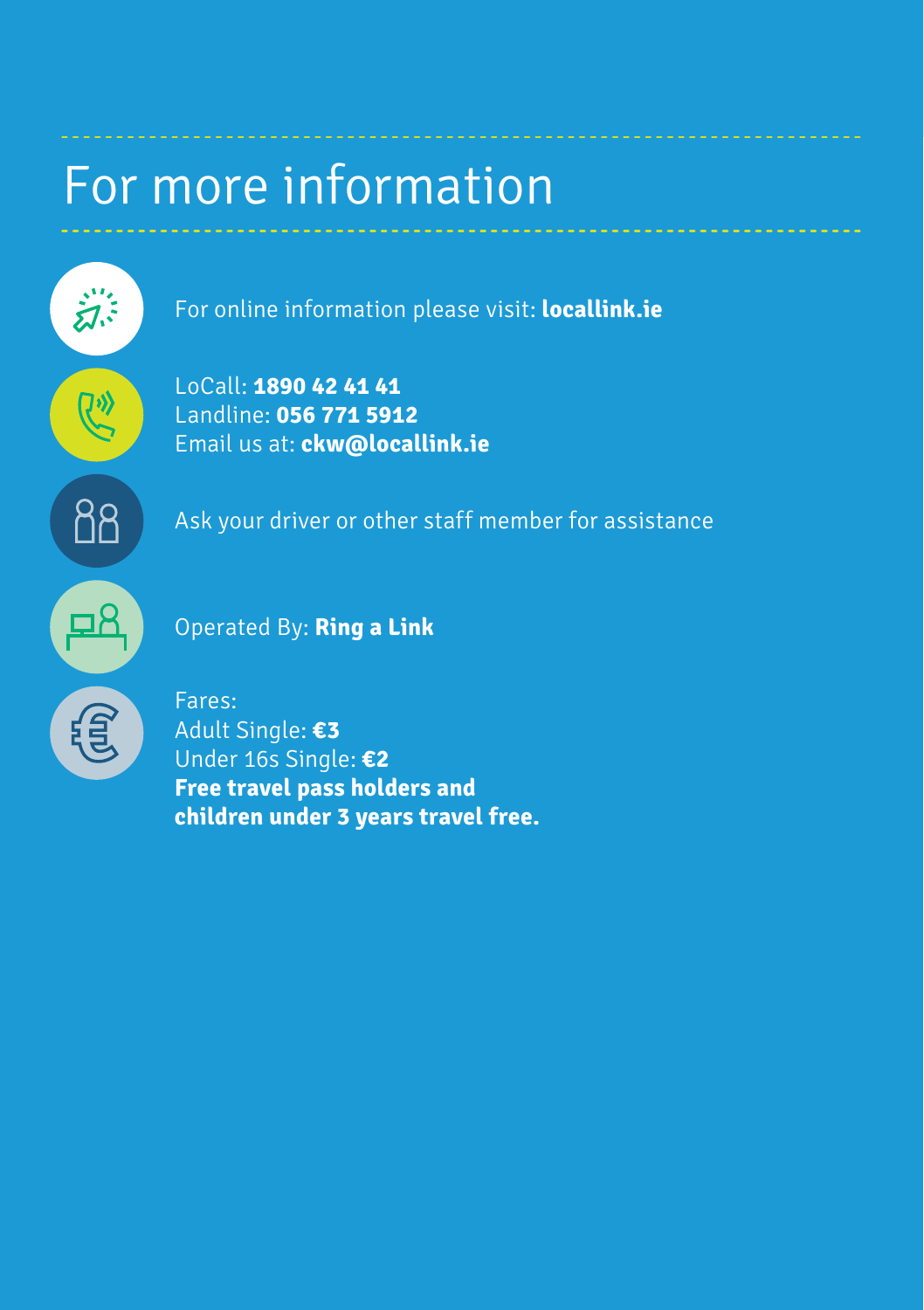# For more information

For online information please visit: **locallink.ie**

LoCall: **1890 42 41 41**
Landline: **056 771 5912**
Email us at: **ckw@locallink.ie**

Ask your driver or other staff member for assistance

Operated By: **Ring a Link**

Fares:
Adult Single: **€3**
Under 16s Single: **€2**
**Free travel pass holders and children under 3 years travel free.**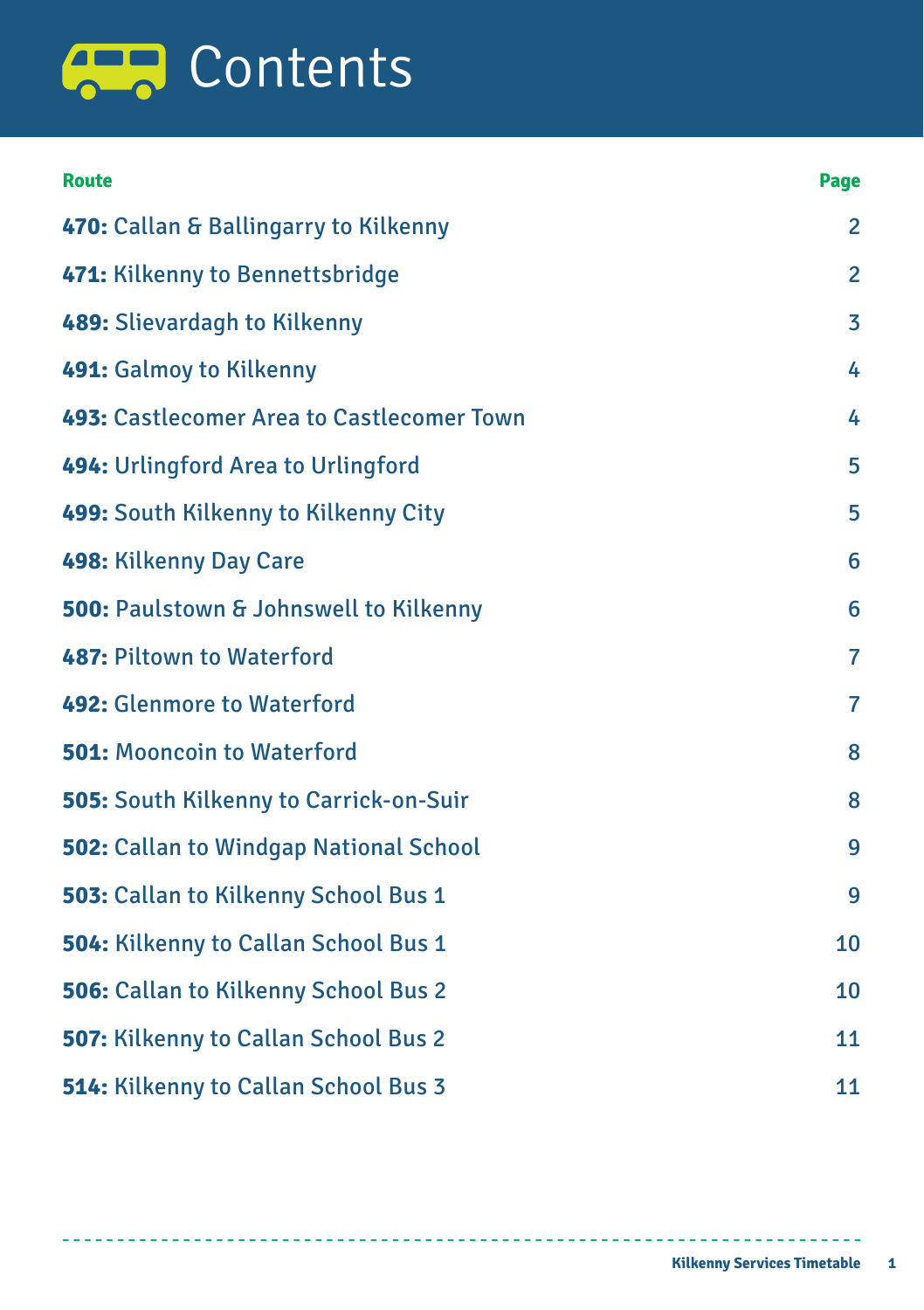# Contents

| Route | Page |
| --- | --- |
| **470:** Callan & Ballingarry to Kilkenny | 2 |
| **471:** Kilkenny to Bennettsbridge | 2 |
| **489:** Slievardagh to Kilkenny | 3 |
| **491:** Galmoy to Kilkenny | 4 |
| **493:** Castlecomer Area to Castlecomer Town | 4 |
| **494:** Urlingford Area to Urlingford | 5 |
| **499:** South Kilkenny to Kilkenny City | 5 |
| **498:** Kilkenny Day Care | 6 |
| **500:** Paulstown & Johnswell to Kilkenny | 6 |
| **487:** Piltown to Waterford | 7 |
| **492:** Glenmore to Waterford | 7 |
| **501:** Mooncoin to Waterford | 8 |
| **505:** South Kilkenny to Carrick-on-Suir | 8 |
| **502:** Callan to Windgap National School | 9 |
| **503:** Callan to Kilkenny School Bus 1 | 9 |
| **504:** Kilkenny to Callan School Bus 1 | 10 |
| **506:** Callan to Kilkenny School Bus 2 | 10 |
| **507:** Kilkenny to Callan School Bus 2 | 11 |
| **514:** Kilkenny to Callan School Bus 3 | 11 |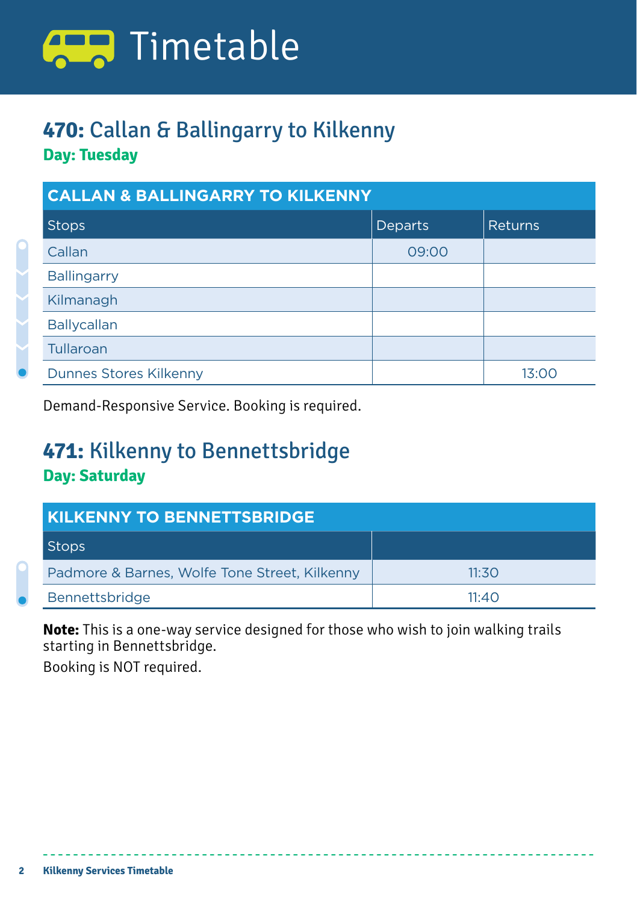# Timetable

## **470:** Callan & Ballingarry to Kilkenny

**Day: Tuesday**

| CALLAN & BALLINGARRY TO KILKENNY | | |
|---|---|---|
| Stops | Departs | Returns |
| Callan | 09:00 | |
| Ballingarry | | |
| Kilmanagh | | |
| Ballycallan | | |
| Tullaroan | | |
| Dunnes Stores Kilkenny | | 13:00 |

Demand-Responsive Service. Booking is required.

## **471:** Kilkenny to Bennettsbridge

**Day: Saturday**

| KILKENNY TO BENNETTSBRIDGE | |
|---|---|
| Stops | |
| Padmore & Barnes, Wolfe Tone Street, Kilkenny | 11:30 |
| Bennettsbridge | 11:40 |

**Note:** This is a one-way service designed for those who wish to join walking trails starting in Bennettsbridge.

Booking is NOT required.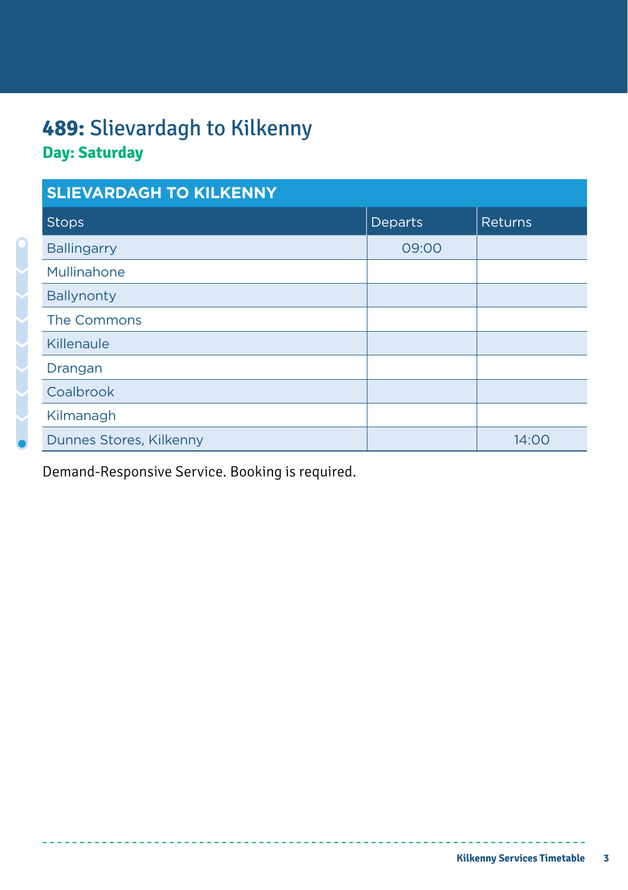# 489: Slievardagh to Kilkenny

**Day: Saturday**

| SLIEVARDAGH TO KILKENNY | | |
|---|---|---|
| Stops | Departs | Returns |
| Ballingarry | 09:00 | |
| Mullinahone | | |
| Ballynonty | | |
| The Commons | | |
| Killenaule | | |
| Drangan | | |
| Coalbrook | | |
| Kilmanagh | | |
| Dunnes Stores, Kilkenny | | 14:00 |

Demand-Responsive Service. Booking is required.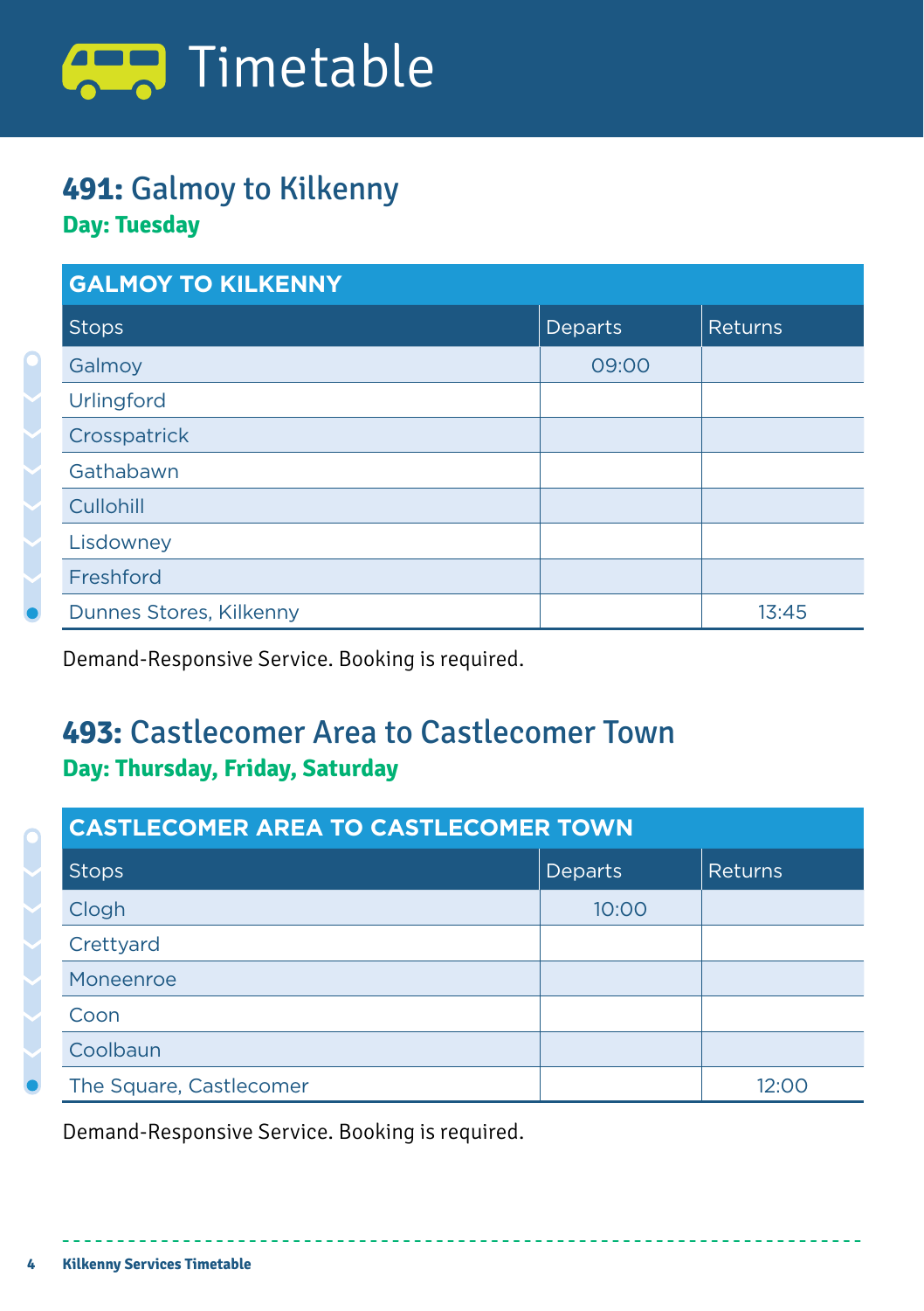# Timetable

## **491:** Galmoy to Kilkenny

**Day: Tuesday**

| GALMOY TO KILKENNY | | |
|---|---|---|
| Stops | Departs | Returns |
| Galmoy | 09:00 | |
| Urlingford | | |
| Crosspatrick | | |
| Gathabawn | | |
| Cullohill | | |
| Lisdowney | | |
| Freshford | | |
| Dunnes Stores, Kilkenny | | 13:45 |

Demand-Responsive Service. Booking is required.

## **493:** Castlecomer Area to Castlecomer Town

**Day: Thursday, Friday, Saturday**

| CASTLECOMER AREA TO CASTLECOMER TOWN | | |
|---|---|---|
| Stops | Departs | Returns |
| Clogh | 10:00 | |
| Crettyard | | |
| Moneenroe | | |
| Coon | | |
| Coolbaun | | |
| The Square, Castlecomer | | 12:00 |

Demand-Responsive Service. Booking is required.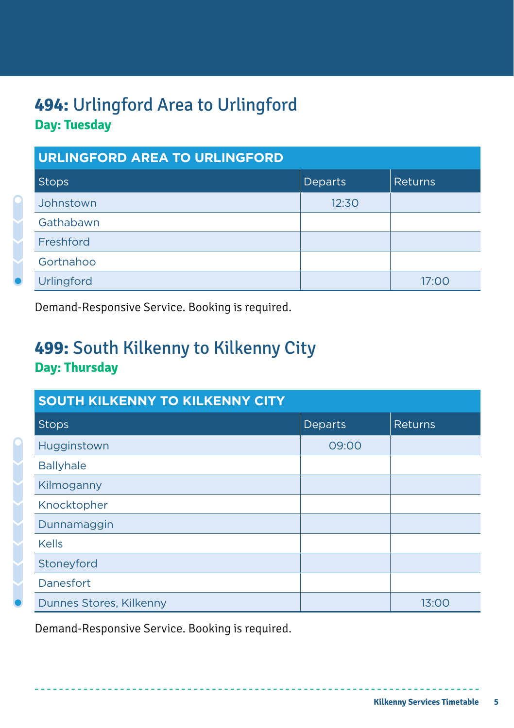## **494:** Urlingford Area to Urlingford

**Day: Tuesday**

| URLINGFORD AREA TO URLINGFORD | | |
|---|---|---|
| Stops | Departs | Returns |
| Johnstown | 12:30 | |
| Gathabawn | | |
| Freshford | | |
| Gortnahoo | | |
| Urlingford | | 17:00 |

Demand-Responsive Service. Booking is required.

## **499:** South Kilkenny to Kilkenny City

**Day: Thursday**

| SOUTH KILKENNY TO KILKENNY CITY | | |
|---|---|---|
| Stops | Departs | Returns |
| Hugginstown | 09:00 | |
| Ballyhale | | |
| Kilmoganny | | |
| Knocktopher | | |
| Dunnamaggin | | |
| Kells | | |
| Stoneyford | | |
| Danesfort | | |
| Dunnes Stores, Kilkenny | | 13:00 |

Demand-Responsive Service. Booking is required.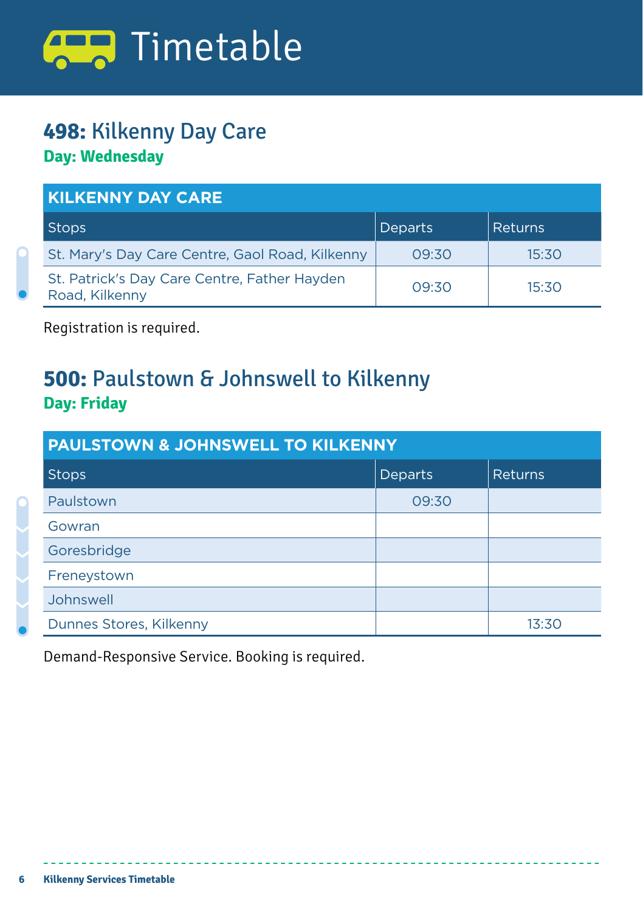# Timetable

## **498:** Kilkenny Day Care

**Day: Wednesday**

| KILKENNY DAY CARE | | |
|---|---|---|
| Stops | Departs | Returns |
| St. Mary's Day Care Centre, Gaol Road, Kilkenny | 09:30 | 15:30 |
| St. Patrick's Day Care Centre, Father Hayden Road, Kilkenny | 09:30 | 15:30 |

Registration is required.

## **500:** Paulstown & Johnswell to Kilkenny

**Day: Friday**

| PAULSTOWN & JOHNSWELL TO KILKENNY | | |
|---|---|---|
| Stops | Departs | Returns |
| Paulstown | 09:30 | |
| Gowran | | |
| Goresbridge | | |
| Freneystown | | |
| Johnswell | | |
| Dunnes Stores, Kilkenny | | 13:30 |

Demand-Responsive Service. Booking is required.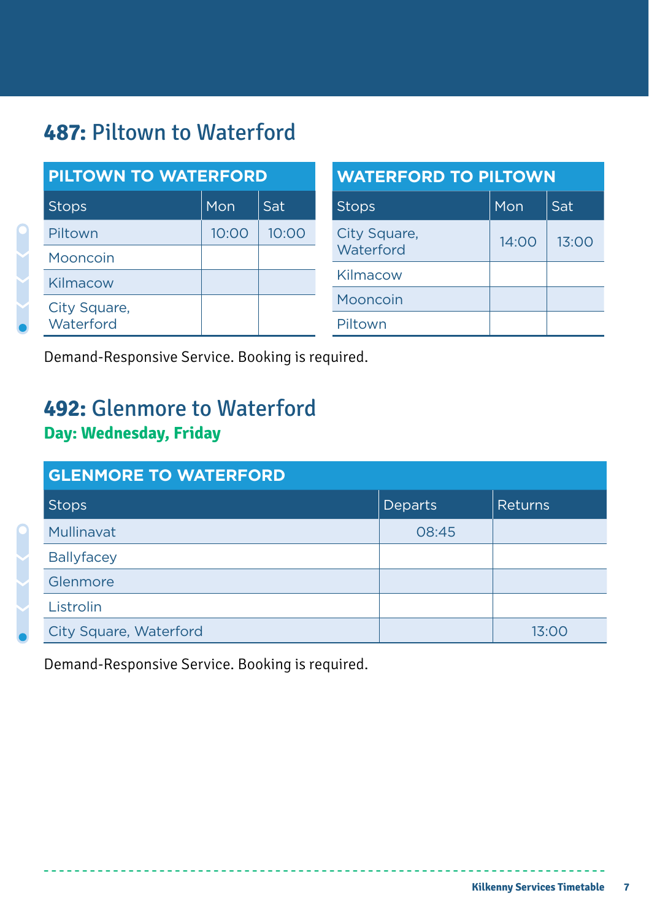## 487: Piltown to Waterford

| PILTOWN TO WATERFORD | | |
|---|---|---|
| Stops | Mon | Sat |
| Piltown | 10:00 | 10:00 |
| Mooncoin | | |
| Kilmacow | | |
| City Square, Waterford | | |

| WATERFORD TO PILTOWN | | |
|---|---|---|
| Stops | Mon | Sat |
| City Square, Waterford | 14:00 | 13:00 |
| Kilmacow | | |
| Mooncoin | | |
| Piltown | | |

Demand-Responsive Service. Booking is required.

## 492: Glenmore to Waterford

**Day: Wednesday, Friday**

| GLENMORE TO WATERFORD | | |
|---|---|---|
| Stops | Departs | Returns |
| Mullinavat | 08:45 | |
| Ballyfacey | | |
| Glenmore | | |
| Listrolin | | |
| City Square, Waterford | | 13:00 |

Demand-Responsive Service. Booking is required.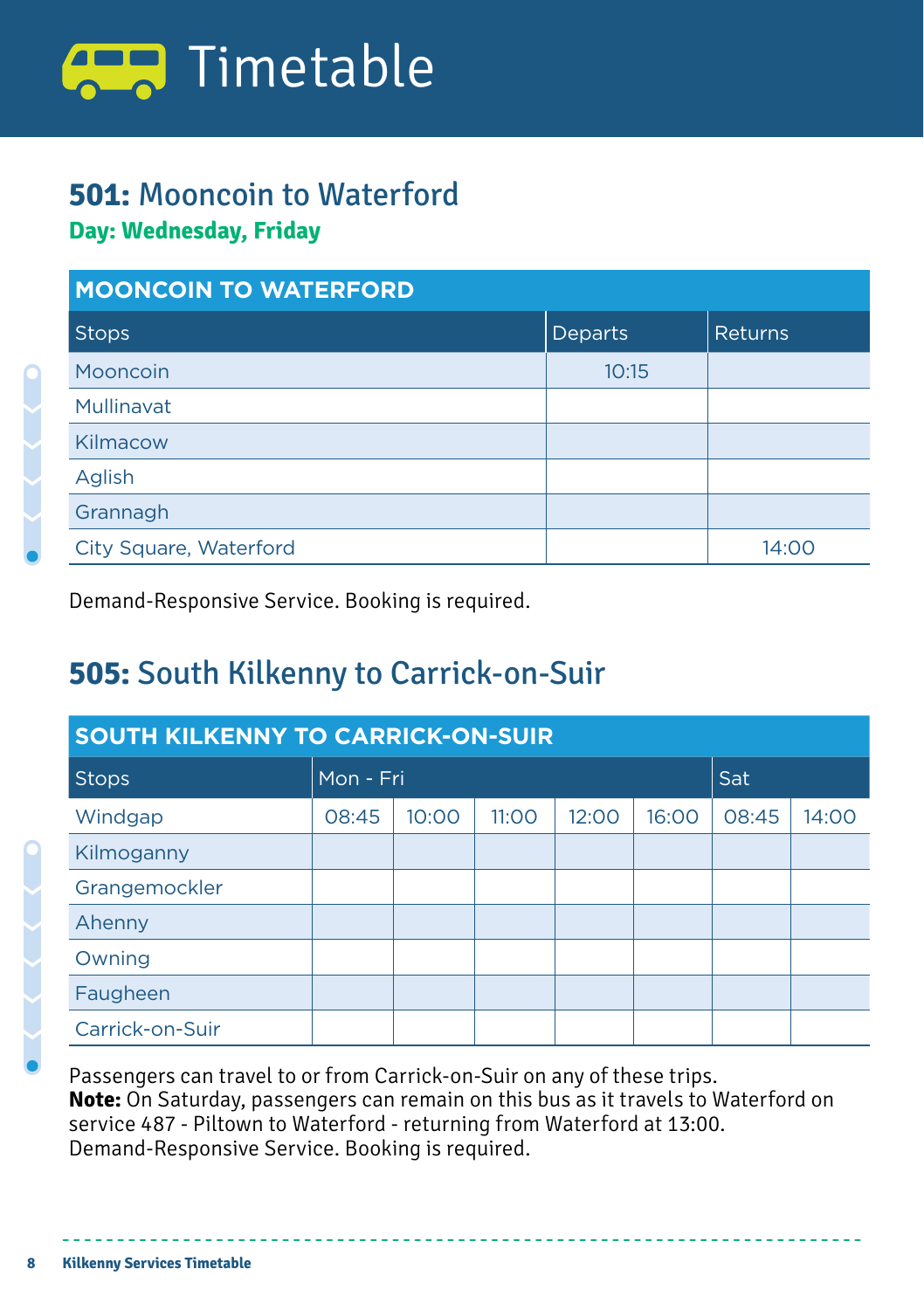# Timetable

## 501: Mooncoin to Waterford

**Day: Wednesday, Friday**

| MOONCOIN TO WATERFORD | | |
|---|---|---|
| Stops | Departs | Returns |
| Mooncoin | 10:15 | |
| Mullinavat | | |
| Kilmacow | | |
| Aglish | | |
| Grannagh | | |
| City Square, Waterford | | 14:00 |

Demand-Responsive Service. Booking is required.

## 505: South Kilkenny to Carrick-on-Suir

| SOUTH KILKENNY TO CARRICK-ON-SUIR | | | | | | | |
|---|---|---|---|---|---|---|---|
| Stops | Mon - Fri | | | | | Sat | |
| Windgap | 08:45 | 10:00 | 11:00 | 12:00 | 16:00 | 08:45 | 14:00 |
| Kilmoganny | | | | | | | |
| Grangemockler | | | | | | | |
| Ahenny | | | | | | | |
| Owning | | | | | | | |
| Faugheen | | | | | | | |
| Carrick-on-Suir | | | | | | | |

Passengers can travel to or from Carrick-on-Suir on any of these trips.
**Note:** On Saturday, passengers can remain on this bus as it travels to Waterford on service 487 - Piltown to Waterford - returning from Waterford at 13:00.
Demand-Responsive Service. Booking is required.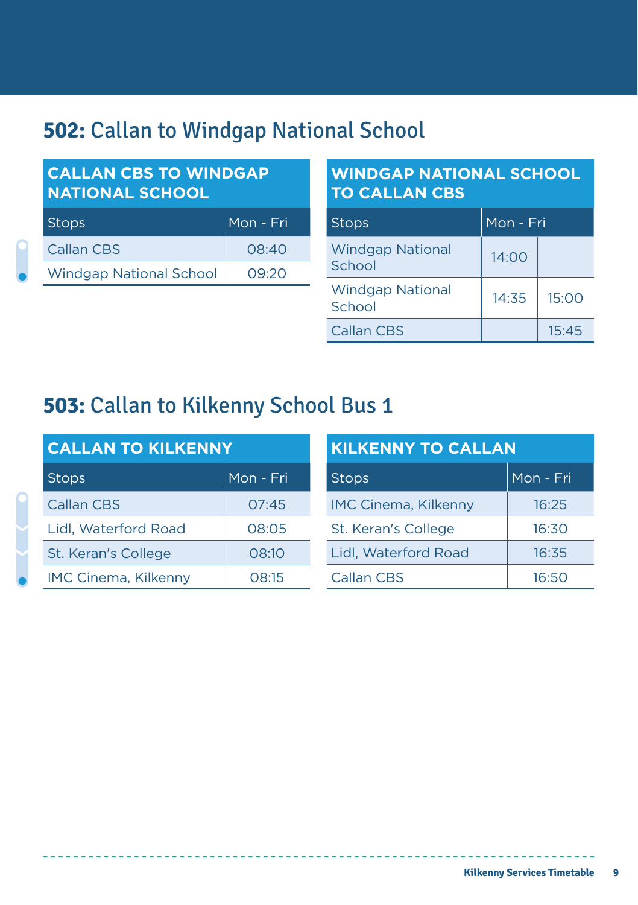## **502:** Callan to Windgap National School

| CALLAN CBS TO WINDGAP NATIONAL SCHOOL | |
|---|---|
| Stops | Mon - Fri |
| Callan CBS | 08:40 |
| Windgap National School | 09:20 |

| WINDGAP NATIONAL SCHOOL TO CALLAN CBS | | |
|---|---|---|
| Stops | Mon - Fri | |
| Windgap National School | 14:00 | |
| Windgap National School | 14:35 | 15:00 |
| Callan CBS | | 15:45 |

## **503:** Callan to Kilkenny School Bus 1

| CALLAN TO KILKENNY | |
|---|---|
| Stops | Mon - Fri |
| Callan CBS | 07:45 |
| Lidl, Waterford Road | 08:05 |
| St. Keran's College | 08:10 |
| IMC Cinema, Kilkenny | 08:15 |

| KILKENNY TO CALLAN | |
|---|---|
| Stops | Mon - Fri |
| IMC Cinema, Kilkenny | 16:25 |
| St. Keran's College | 16:30 |
| Lidl, Waterford Road | 16:35 |
| Callan CBS | 16:50 |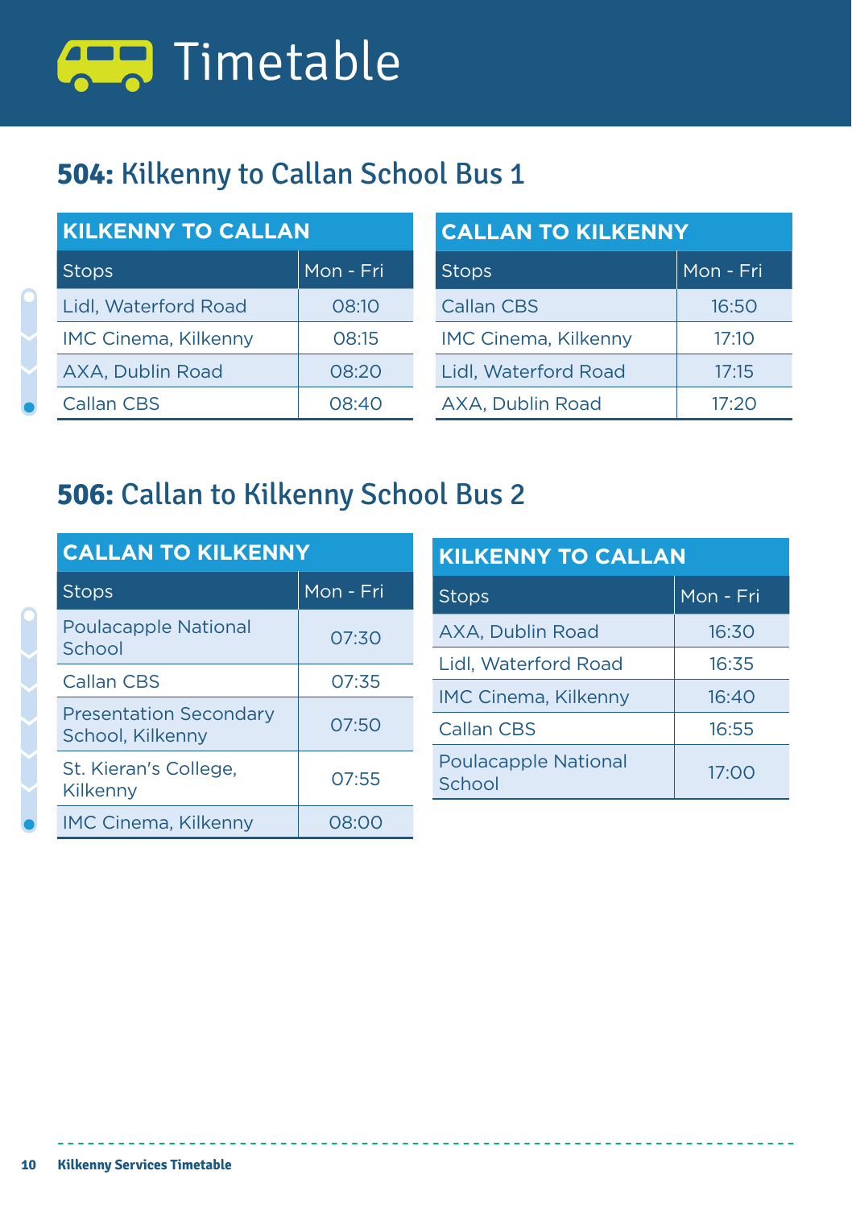# Timetable

## 504: Kilkenny to Callan School Bus 1

**KILKENNY TO CALLAN**

| Stops | Mon - Fri |
| --- | --- |
| Lidl, Waterford Road | 08:10 |
| IMC Cinema, Kilkenny | 08:15 |
| AXA, Dublin Road | 08:20 |
| Callan CBS | 08:40 |

**CALLAN TO KILKENNY**

| Stops | Mon - Fri |
| --- | --- |
| Callan CBS | 16:50 |
| IMC Cinema, Kilkenny | 17:10 |
| Lidl, Waterford Road | 17:15 |
| AXA, Dublin Road | 17:20 |

## 506: Callan to Kilkenny School Bus 2

**CALLAN TO KILKENNY**

| Stops | Mon - Fri |
| --- | --- |
| Poulacapple National School | 07:30 |
| Callan CBS | 07:35 |
| Presentation Secondary School, Kilkenny | 07:50 |
| St. Kieran's College, Kilkenny | 07:55 |
| IMC Cinema, Kilkenny | 08:00 |

**KILKENNY TO CALLAN**

| Stops | Mon - Fri |
| --- | --- |
| AXA, Dublin Road | 16:30 |
| Lidl, Waterford Road | 16:35 |
| IMC Cinema, Kilkenny | 16:40 |
| Callan CBS | 16:55 |
| Poulacapple National School | 17:00 |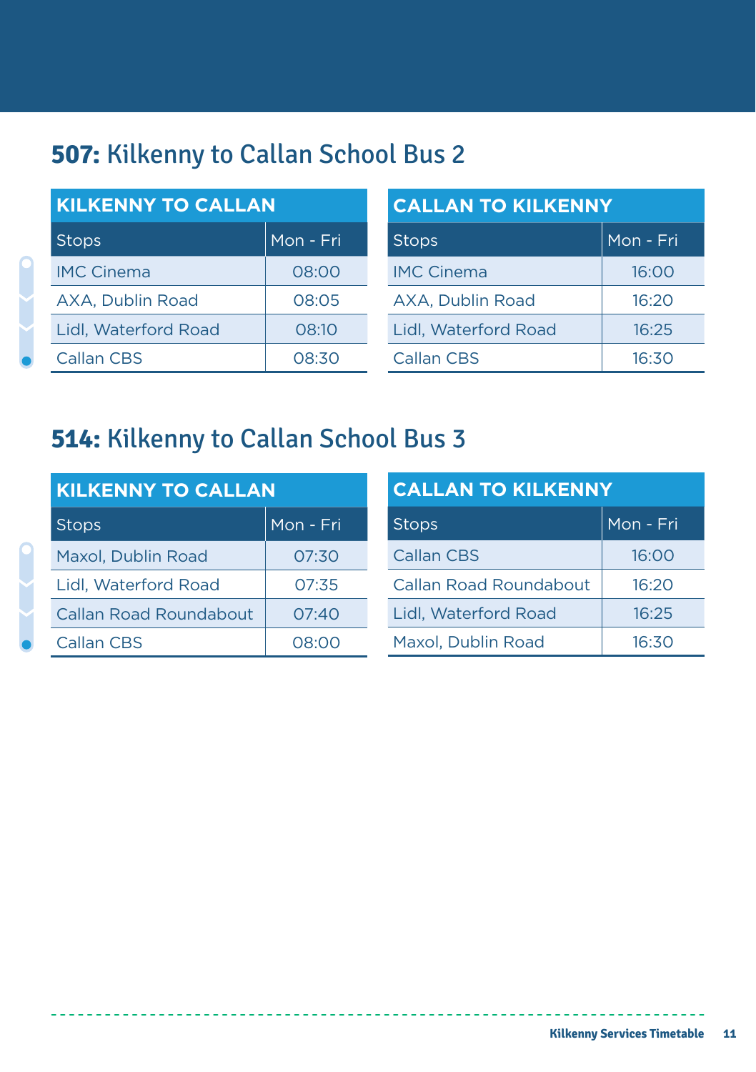## **507:** Kilkenny to Callan School Bus 2

**KILKENNY TO CALLAN**

| Stops | Mon - Fri |
|---|---|
| IMC Cinema | 08:00 |
| AXA, Dublin Road | 08:05 |
| Lidl, Waterford Road | 08:10 |
| Callan CBS | 08:30 |

**CALLAN TO KILKENNY**

| Stops | Mon - Fri |
|---|---|
| IMC Cinema | 16:00 |
| AXA, Dublin Road | 16:20 |
| Lidl, Waterford Road | 16:25 |
| Callan CBS | 16:30 |

## **514:** Kilkenny to Callan School Bus 3

**KILKENNY TO CALLAN**

| Stops | Mon - Fri |
|---|---|
| Maxol, Dublin Road | 07:30 |
| Lidl, Waterford Road | 07:35 |
| Callan Road Roundabout | 07:40 |
| Callan CBS | 08:00 |

**CALLAN TO KILKENNY**

| Stops | Mon - Fri |
|---|---|
| Callan CBS | 16:00 |
| Callan Road Roundabout | 16:20 |
| Lidl, Waterford Road | 16:25 |
| Maxol, Dublin Road | 16:30 |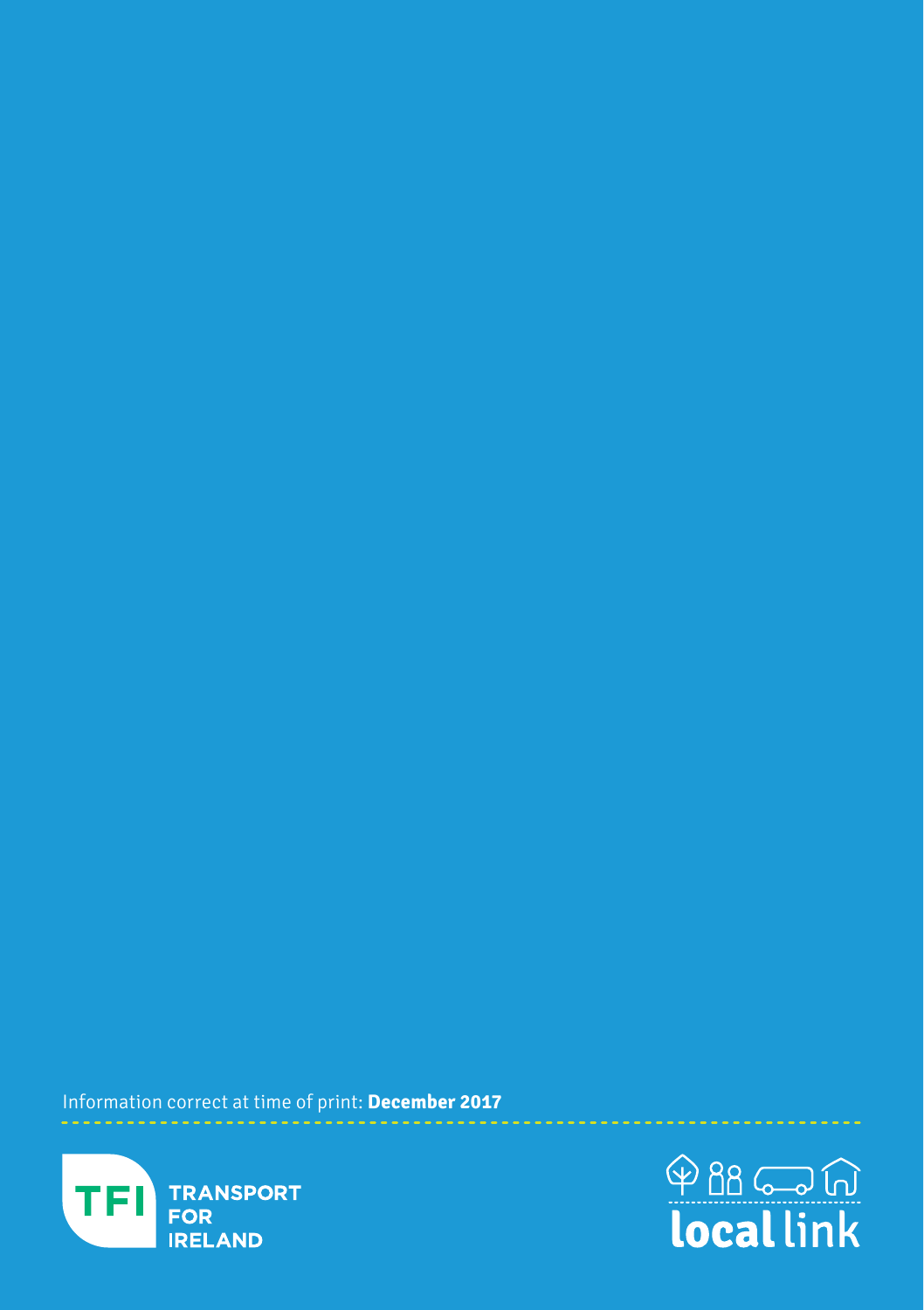Information correct at time of print: **December 2017**

TFI TRANSPORT FOR IRELAND

local link